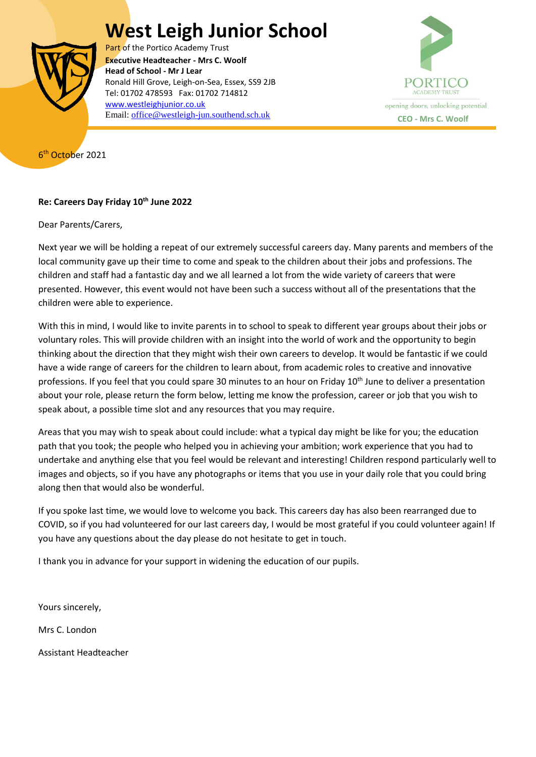# West Leigh Junior School

Part of the Portico Academy Trust
**Executive Headteacher - Mrs C. Woolf**
**Head of School - Mr J Lear**
Ronald Hill Grove, Leigh-on-Sea, Essex, SS9 2JB
Tel: 01702 478593 Fax: 01702 714812
www.westleighjunior.co.uk
Email: office@westleigh-jun.southend.sch.uk

PORTICO ACADEMY TRUST
opening doors, unlocking potential
**CEO - Mrs C. Woolf**

6th October 2021

**Re: Careers Day Friday 10th June 2022**

Dear Parents/Carers,

Next year we will be holding a repeat of our extremely successful careers day. Many parents and members of the local community gave up their time to come and speak to the children about their jobs and professions. The children and staff had a fantastic day and we all learned a lot from the wide variety of careers that were presented. However, this event would not have been such a success without all of the presentations that the children were able to experience.

With this in mind, I would like to invite parents in to school to speak to different year groups about their jobs or voluntary roles. This will provide children with an insight into the world of work and the opportunity to begin thinking about the direction that they might wish their own careers to develop. It would be fantastic if we could have a wide range of careers for the children to learn about, from academic roles to creative and innovative professions. If you feel that you could spare 30 minutes to an hour on Friday 10th June to deliver a presentation about your role, please return the form below, letting me know the profession, career or job that you wish to speak about, a possible time slot and any resources that you may require.

Areas that you may wish to speak about could include: what a typical day might be like for you; the education path that you took; the people who helped you in achieving your ambition; work experience that you had to undertake and anything else that you feel would be relevant and interesting! Children respond particularly well to images and objects, so if you have any photographs or items that you use in your daily role that you could bring along then that would also be wonderful.

If you spoke last time, we would love to welcome you back. This careers day has also been rearranged due to COVID, so if you had volunteered for our last careers day, I would be most grateful if you could volunteer again! If you have any questions about the day please do not hesitate to get in touch.

I thank you in advance for your support in widening the education of our pupils.

Yours sincerely,

Mrs C. London

Assistant Headteacher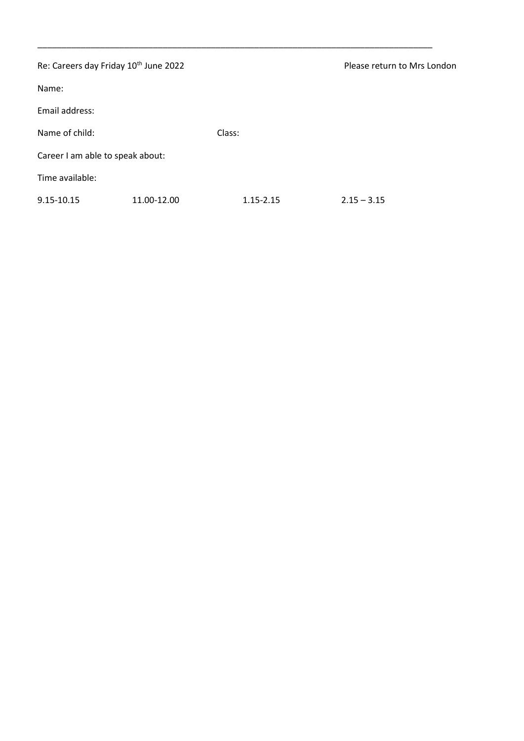---

Re: Careers day Friday 10th June 2022 Please return to Mrs London

Name:

Email address:

Name of child: Class:

Career I am able to speak about:

Time available:

9.15-10.15 11.00-12.00 1.15-2.15 2.15 – 3.15